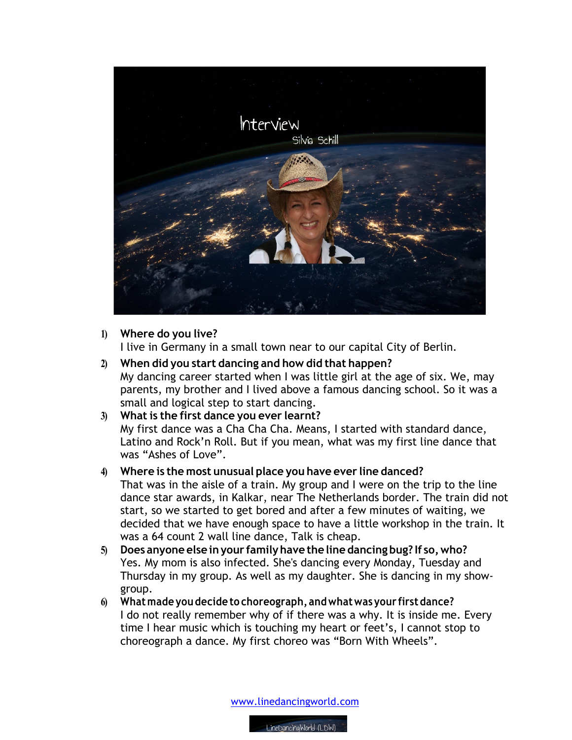# Interview

## Silvia Schill

1) **Where do you live?**
I live in Germany in a small town near to our capital City of Berlin.

2) **When did you start dancing and how did that happen?**
My dancing career started when I was little girl at the age of six. We, may parents, my brother and I lived above a famous dancing school. So it was a small and logical step to start dancing.

3) **What is the first dance you ever learnt?**
My first dance was a Cha Cha Cha. Means, I started with standard dance, Latino and Rock'n Roll. But if you mean, what was my first line dance that was "Ashes of Love".

4) **Where is the most unusual place you have ever line danced?**
That was in the aisle of a train. My group and I were on the trip to the line dance star awards, in Kalkar, near The Netherlands border. The train did not start, so we started to get bored and after a few minutes of waiting, we decided that we have enough space to have a little workshop in the train. It was a 64 count 2 wall line dance, Talk is cheap.

5) **Does anyone else in your family have the line dancing bug? If so, who?**
Yes. My mom is also infected. She's dancing every Monday, Tuesday and Thursday in my group. As well as my daughter. She is dancing in my show-group.

6) **What made you decide to choreograph, and what was your first dance?**
I do not really remember why of if there was a why. It is inside me. Every time I hear music which is touching my heart or feet's, I cannot stop to choreograph a dance. My first choreo was "Born With Wheels".

www.linedancingworld.com

LineDancingWorld (LDW)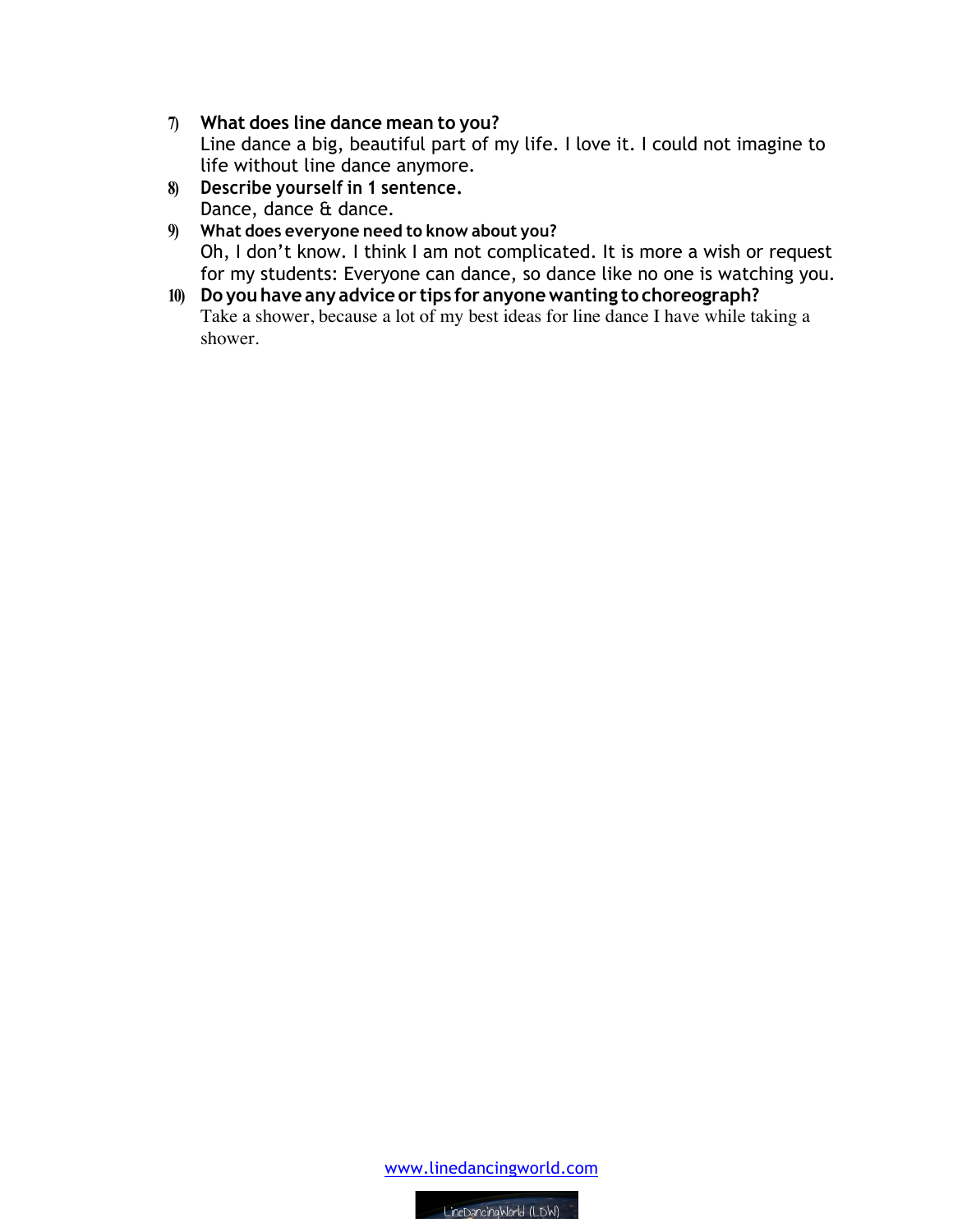7) **What does line dance mean to you?**
   Line dance a big, beautiful part of my life. I love it. I could not imagine to life without line dance anymore.
8) **Describe yourself in 1 sentence.**
   Dance, dance & dance.
9) **What does everyone need to know about you?**
   Oh, I don't know. I think I am not complicated. It is more a wish or request for my students: Everyone can dance, so dance like no one is watching you.
10) **Do you have any advice or tips for anyone wanting to choreograph?**
    Take a shower, because a lot of my best ideas for line dance I have while taking a shower.

www.linedancingworld.com

LineDancingWorld (LDW)